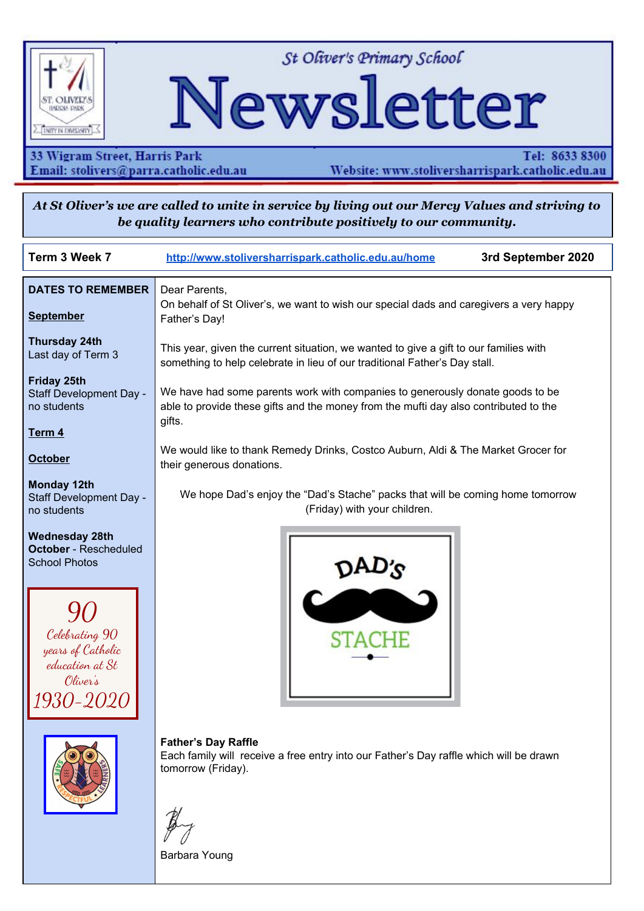# St Oliver's Primary School Newsletter

33 Wigram Street, Harris Park
Tel: 8633 8300
Email: stolivers@parra.catholic.edu.au
Website: www.stoliversharrispark.catholic.edu.au

*At St Oliver's we are called to unite in service by living out our Mercy Values and striving to be quality learners who contribute positively to our community.*

**Term 3 Week 7** | http://www.stoliversharrispark.catholic.edu.au/home | **3rd September 2020**

**DATES TO REMEMBER**

**September**

**Thursday 24th**
Last day of Term 3

**Friday 25th**
Staff Development Day - no students

**Term 4**

**October**

**Monday 12th**
Staff Development Day - no students

**Wednesday 28th October** - Rescheduled School Photos

*90*
*Celebrating 90 years of Catholic education at St Oliver's*
*1930-2020*

Dear Parents,
On behalf of St Oliver's, we want to wish our special dads and caregivers a very happy Father's Day!

This year, given the current situation, we wanted to give a gift to our families with something to help celebrate in lieu of our traditional Father's Day stall.

We have had some parents work with companies to generously donate goods to be able to provide these gifts and the money from the mufti day also contributed to the gifts.

We would like to thank Remedy Drinks, Costco Auburn, Aldi & The Market Grocer for their generous donations.

We hope Dad's enjoy the "Dad's Stache" packs that will be coming home tomorrow (Friday) with your children.

**Father's Day Raffle**
Each family will receive a free entry into our Father's Day raffle which will be drawn tomorrow (Friday).

Barbara Young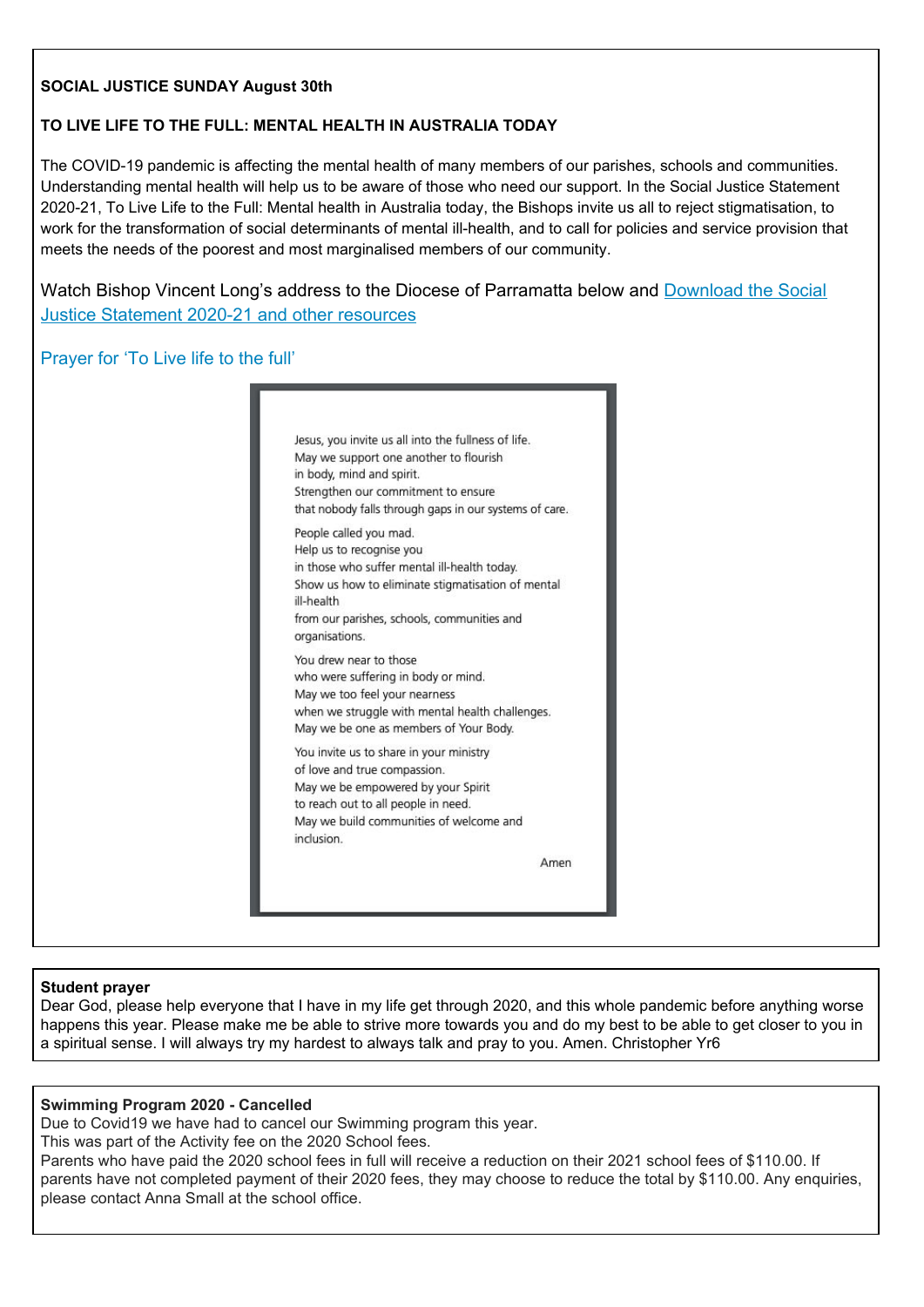**SOCIAL JUSTICE SUNDAY August 30th**

**TO LIVE LIFE TO THE FULL: MENTAL HEALTH IN AUSTRALIA TODAY**

The COVID-19 pandemic is affecting the mental health of many members of our parishes, schools and communities. Understanding mental health will help us to be aware of those who need our support. In the Social Justice Statement 2020-21, To Live Life to the Full: Mental health in Australia today, the Bishops invite us all to reject stigmatisation, to work for the transformation of social determinants of mental ill-health, and to call for policies and service provision that meets the needs of the poorest and most marginalised members of our community.

Watch Bishop Vincent Long's address to the Diocese of Parramatta below and Download the Social Justice Statement 2020-21 and other resources

Prayer for 'To Live life to the full'

Jesus, you invite us all into the fullness of life.
May we support one another to flourish
in body, mind and spirit.
Strengthen our commitment to ensure
that nobody falls through gaps in our systems of care.

People called you mad.
Help us to recognise you
in those who suffer mental ill-health today.
Show us how to eliminate stigmatisation of mental ill-health
from our parishes, schools, communities and organisations.

You drew near to those
who were suffering in body or mind.
May we too feel your nearness
when we struggle with mental health challenges.
May we be one as members of Your Body.

You invite us to share in your ministry
of love and true compassion.
May we be empowered by your Spirit
to reach out to all people in need.
May we build communities of welcome and inclusion.

Amen

**Student prayer**
Dear God, please help everyone that I have in my life get through 2020, and this whole pandemic before anything worse happens this year. Please make me be able to strive more towards you and do my best to be able to get closer to you in a spiritual sense. I will always try my hardest to always talk and pray to you. Amen. Christopher Yr6

**Swimming Program 2020 - Cancelled**
Due to Covid19 we have had to cancel our Swimming program this year.
This was part of the Activity fee on the 2020 School fees.
Parents who have paid the 2020 school fees in full will receive a reduction on their 2021 school fees of $110.00. If parents have not completed payment of their 2020 fees, they may choose to reduce the total by $110.00. Any enquiries, please contact Anna Small at the school office.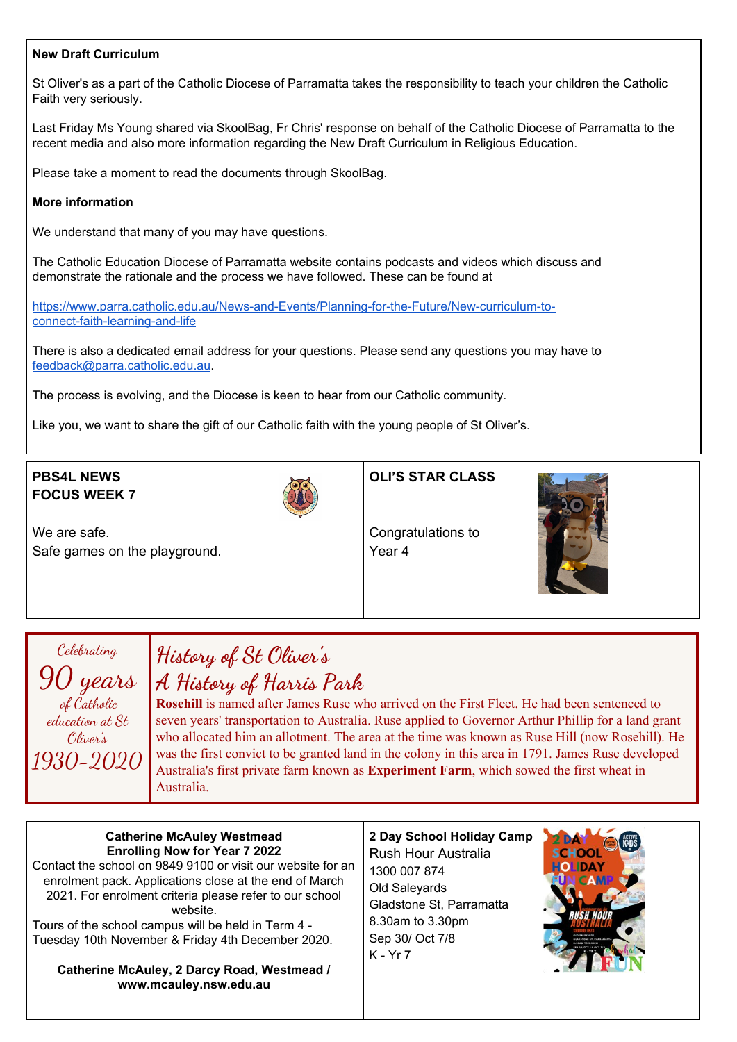### New Draft Curriculum

St Oliver's as a part of the Catholic Diocese of Parramatta takes the responsibility to teach your children the Catholic Faith very seriously.

Last Friday Ms Young shared via SkoolBag, Fr Chris' response on behalf of the Catholic Diocese of Parramatta to the recent media and also more information regarding the New Draft Curriculum in Religious Education.

Please take a moment to read the documents through SkoolBag.

**More information**

We understand that many of you may have questions.

The Catholic Education Diocese of Parramatta website contains podcasts and videos which discuss and demonstrate the rationale and the process we have followed. These can be found at

https://www.parra.catholic.edu.au/News-and-Events/Planning-for-the-Future/New-curriculum-to-connect-faith-learning-and-life

There is also a dedicated email address for your questions. Please send any questions you may have to feedback@parra.catholic.edu.au.

The process is evolving, and the Diocese is keen to hear from our Catholic community.

Like you, we want to share the gift of our Catholic faith with the young people of St Oliver's.

### PBS4L NEWS
### FOCUS WEEK 7

We are safe.
Safe games on the playground.

### OLI'S STAR CLASS

Congratulations to
Year 4

*Celebrating*
*90 years*
*of Catholic education at St Oliver's*
*1930-2020*

## *History of St Oliver's*
## *A History of Harris Park*

**Rosehill** is named after James Ruse who arrived on the First Fleet. He had been sentenced to seven years' transportation to Australia. Ruse applied to Governor Arthur Phillip for a land grant who allocated him an allotment. The area at the time was known as Ruse Hill (now Rosehill). He was the first convict to be granted land in the colony in this area in 1791. James Ruse developed Australia's first private farm known as **Experiment Farm**, which sowed the first wheat in Australia.

**Catherine McAuley Westmead**
**Enrolling Now for Year 7 2022**

Contact the school on 9849 9100 or visit our website for an enrolment pack. Applications close at the end of March 2021. For enrolment criteria please refer to our school website.
Tours of the school campus will be held in Term 4 - Tuesday 10th November & Friday 4th December 2020.

**Catherine McAuley, 2 Darcy Road, Westmead / www.mcauley.nsw.edu.au**

**2 Day School Holiday Camp**
Rush Hour Australia
1300 007 874
Old Saleyards
Gladstone St, Parramatta
8.30am to 3.30pm
Sep 30/ Oct 7/8
K - Yr 7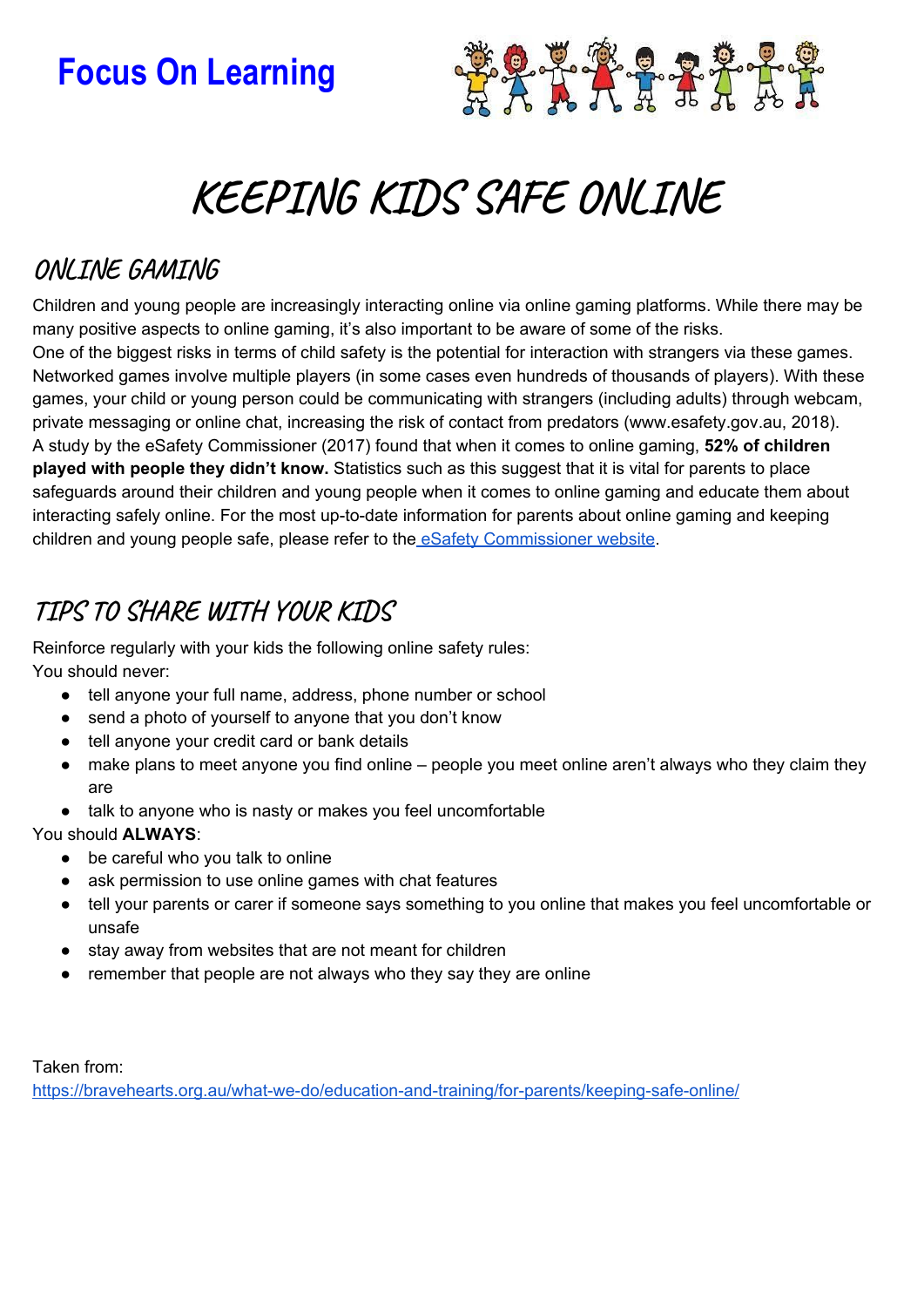# Focus On Learning

# KEEPING KIDS SAFE ONLINE

## ONLINE GAMING

Children and young people are increasingly interacting online via online gaming platforms. While there may be many positive aspects to online gaming, it's also important to be aware of some of the risks.
One of the biggest risks in terms of child safety is the potential for interaction with strangers via these games. Networked games involve multiple players (in some cases even hundreds of thousands of players). With these games, your child or young person could be communicating with strangers (including adults) through webcam, private messaging or online chat, increasing the risk of contact from predators (www.esafety.gov.au, 2018).
A study by the eSafety Commissioner (2017) found that when it comes to online gaming, **52% of children played with people they didn't know.** Statistics such as this suggest that it is vital for parents to place safeguards around their children and young people when it comes to online gaming and educate them about interacting safely online. For the most up-to-date information for parents about online gaming and keeping children and young people safe, please refer to the eSafety Commissioner website.

## TIPS TO SHARE WITH YOUR KIDS

Reinforce regularly with your kids the following online safety rules:
You should never:

- tell anyone your full name, address, phone number or school
- send a photo of yourself to anyone that you don't know
- tell anyone your credit card or bank details
- make plans to meet anyone you find online – people you meet online aren't always who they claim they are
- talk to anyone who is nasty or makes you feel uncomfortable

You should **ALWAYS**:

- be careful who you talk to online
- ask permission to use online games with chat features
- tell your parents or carer if someone says something to you online that makes you feel uncomfortable or unsafe
- stay away from websites that are not meant for children
- remember that people are not always who they say they are online

Taken from:
https://bravehearts.org.au/what-we-do/education-and-training/for-parents/keeping-safe-online/